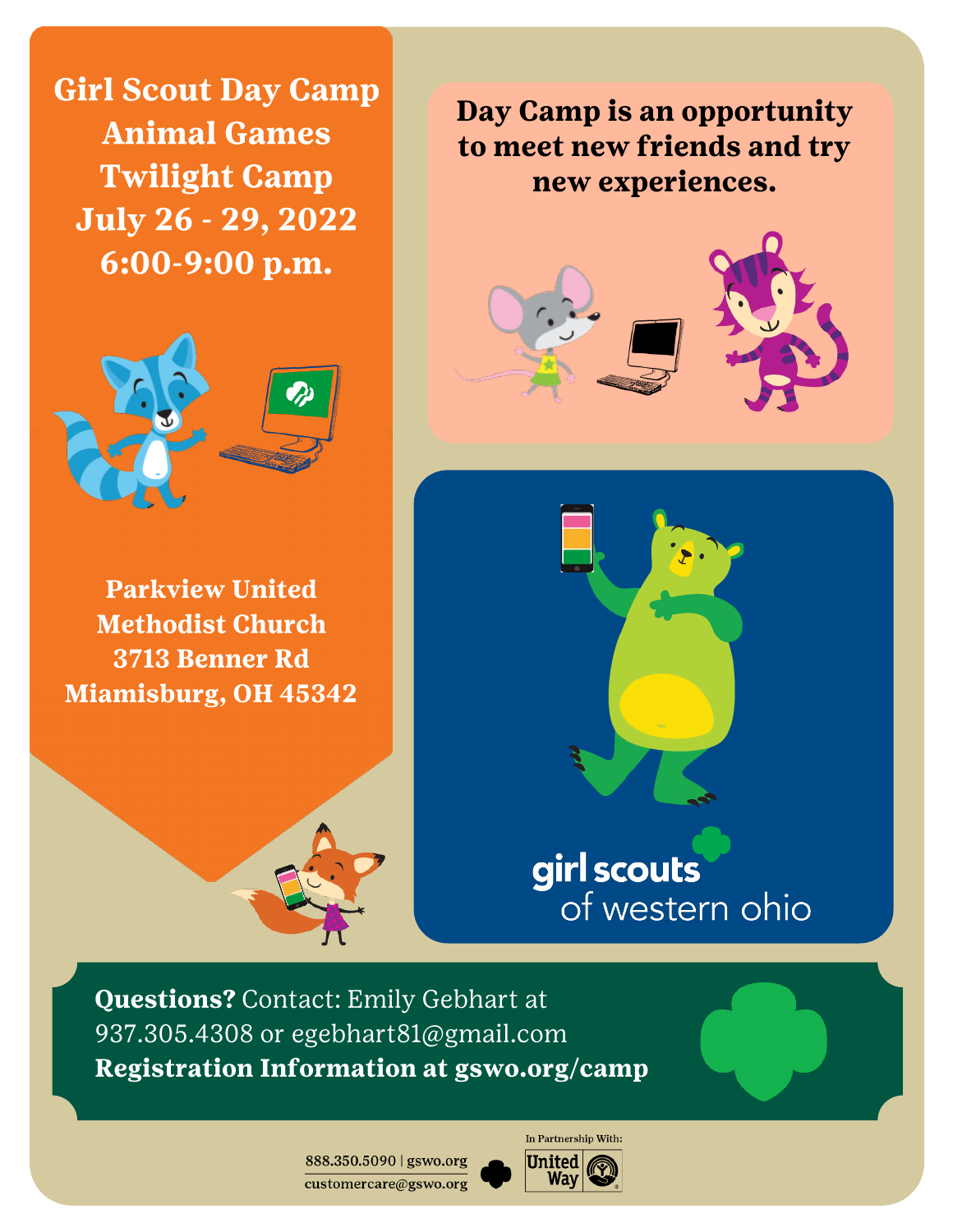# Girl Scout Day Camp Animal Games Twilight Camp July 26 - 29, 2022 6:00-9:00 p.m.

**Day Camp is an opportunity to meet new friends and try new experiences.**

**Parkview United Methodist Church**
**3713 Benner Rd**
**Miamisburg, OH 45342**

girl scouts of western ohio

**Questions?** Contact: Emily Gebhart at 937.305.4308 or egebhart81@gmail.com
**Registration Information at gswo.org/camp**

888.350.5090 | gswo.org
customercare@gswo.org

In Partnership With: United Way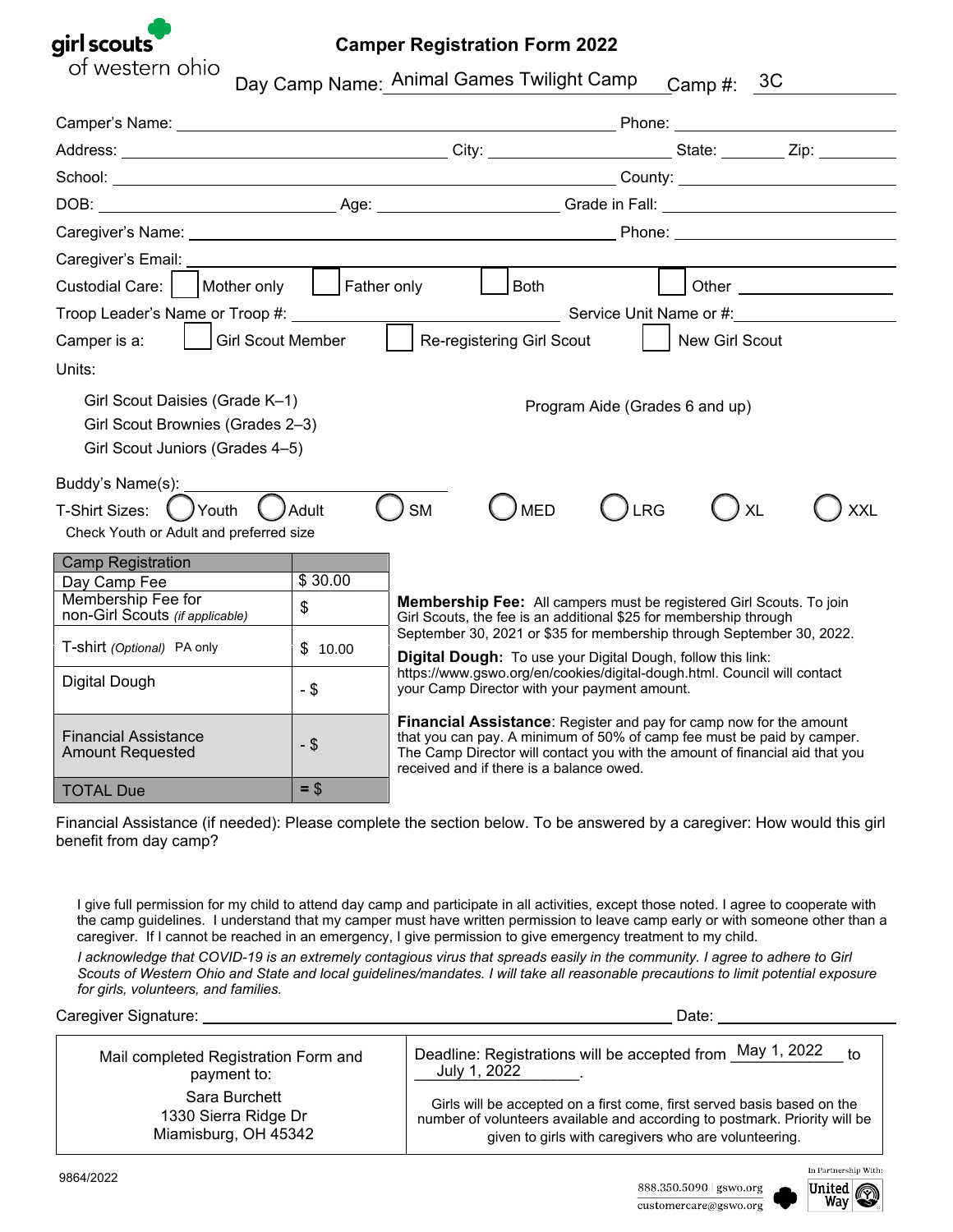girl scouts of western ohio

# Camper Registration Form 2022

Day Camp Name: Animal Games Twilight Camp Camp #: 3C

Camper's Name: ______________________ Phone: ______________

Address: ______________________ City: ______________ State: ________ Zip: ________

School: ______________________ County: ______________

DOB: ______________ Age: ______________ Grade in Fall: ______________

Caregiver's Name: ______________________ Phone: ______________

Caregiver's Email: ______________________

Custodial Care: ☐ Mother only ☐ Father only ☐ Both ☐ Other ____________

Troop Leader's Name or Troop #: ______________ Service Unit Name or #: ______________

Camper is a: ☐ Girl Scout Member ☐ Re-registering Girl Scout ☐ New Girl Scout

Units:

- Girl Scout Daisies (Grade K–1)
- Girl Scout Brownies (Grades 2–3)
- Girl Scout Juniors (Grades 4–5)
- Program Aide (Grades 6 and up)

Buddy's Name(s): ______________

T-Shirt Sizes: ◯ Youth ◯ Adult ◯ SM ◯ MED ◯ LRG ◯ XL ◯ XXL

Check Youth or Adult and preferred size

| Camp Registration | |
|---|---|
| Day Camp Fee | $ 30.00 |
| Membership Fee for non-Girl Scouts *(if applicable)* | $ |
| T-shirt *(Optional)* PA only | $ 10.00 |
| Digital Dough | - $ |
| Financial Assistance Amount Requested | - $ |
| TOTAL Due | = $ |

**Membership Fee:** All campers must be registered Girl Scouts. To join Girl Scouts, the fee is an additional $25 for membership through September 30, 2021 or $35 for membership through September 30, 2022.

**Digital Dough:** To use your Digital Dough, follow this link: https://www.gswo.org/en/cookies/digital-dough.html. Council will contact your Camp Director with your payment amount.

**Financial Assistance**: Register and pay for camp now for the amount that you can pay. A minimum of 50% of camp fee must be paid by camper. The Camp Director will contact you with the amount of financial aid that you received and if there is a balance owed.

Financial Assistance (if needed): Please complete the section below. To be answered by a caregiver: How would this girl benefit from day camp?

I give full permission for my child to attend day camp and participate in all activities, except those noted. I agree to cooperate with the camp guidelines. I understand that my camper must have written permission to leave camp early or with someone other than a caregiver. If I cannot be reached in an emergency, I give permission to give emergency treatment to my child.

*I acknowledge that COVID-19 is an extremely contagious virus that spreads easily in the community. I agree to adhere to Girl Scouts of Western Ohio and State and local guidelines/mandates. I will take all reasonable precautions to limit potential exposure for girls, volunteers, and families.*

Caregiver Signature: ______________________ Date: ______________

| | |
|---|---|
| Mail completed Registration Form and payment to:<br>Sara Burchett<br>1330 Sierra Ridge Dr<br>Miamisburg, OH 45342 | Deadline: Registrations will be accepted from May 1, 2022 to July 1, 2022.<br>Girls will be accepted on a first come, first served basis based on the number of volunteers available and according to postmark. Priority will be given to girls with caregivers who are volunteering. |

9864/2022

888.350.5090 | gswo.org
customercare@gswo.org

In Partnership With: United Way